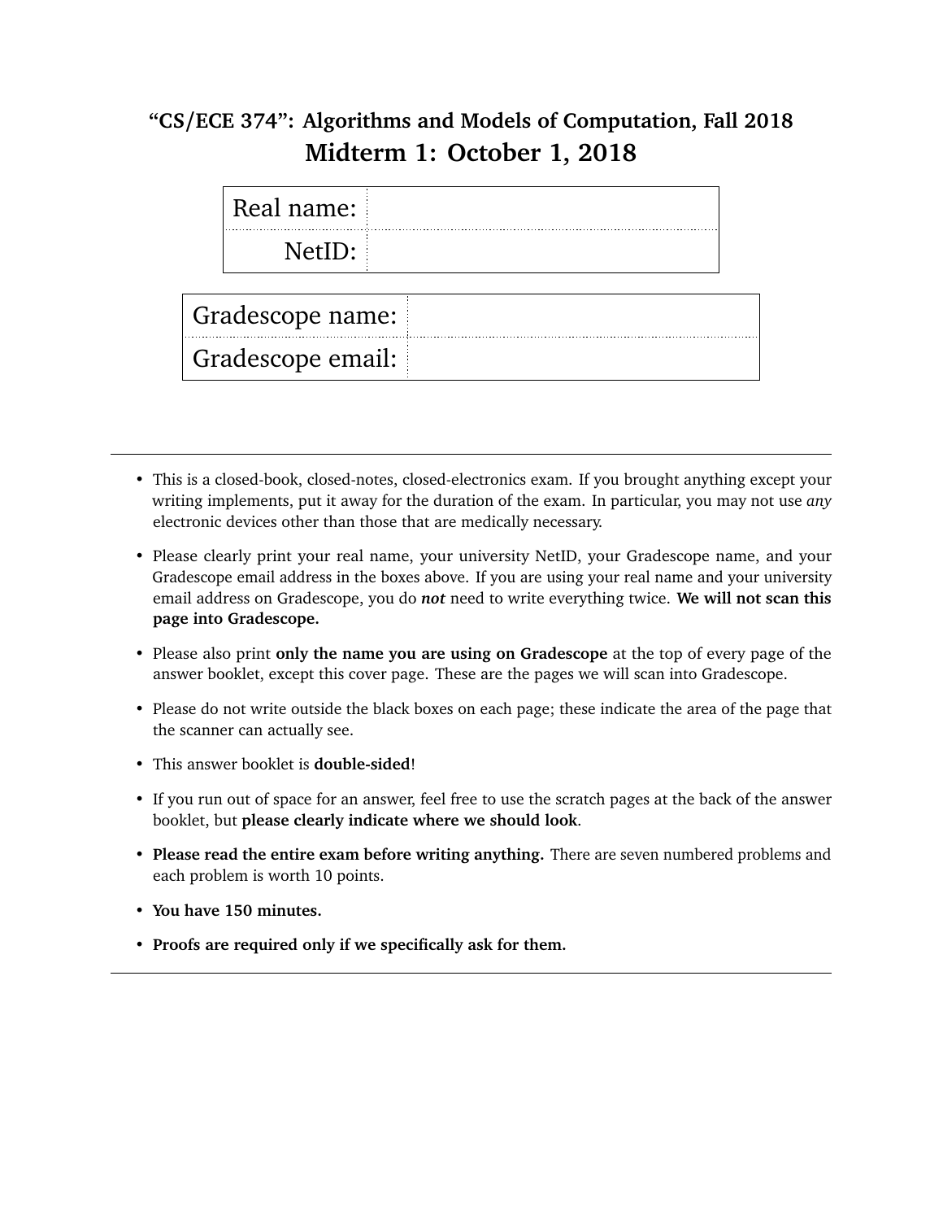# "CS/ECE 374": Algorithms and Models of Computation, Fall 2018

## Midterm 1: October 1, 2018

| Real name: | |
|---|---|
| NetID: | |

| Gradescope name: | |
|---|---|
| Gradescope email: | |

---

- This is a closed-book, closed-notes, closed-electronics exam. If you brought anything except your writing implements, put it away for the duration of the exam. In particular, you may not use *any* electronic devices other than those that are medically necessary.
- Please clearly print your real name, your university NetID, your Gradescope name, and your Gradescope email address in the boxes above. If you are using your real name and your university email address on Gradescope, you do ***not*** need to write everything twice. **We will not scan this page into Gradescope.**
- Please also print **only the name you are using on Gradescope** at the top of every page of the answer booklet, except this cover page. These are the pages we will scan into Gradescope.
- Please do not write outside the black boxes on each page; these indicate the area of the page that the scanner can actually see.
- This answer booklet is **double-sided**!
- If you run out of space for an answer, feel free to use the scratch pages at the back of the answer booklet, but **please clearly indicate where we should look**.
- **Please read the entire exam before writing anything.** There are seven numbered problems and each problem is worth 10 points.
- **You have 150 minutes.**
- **Proofs are required only if we specifically ask for them.**

---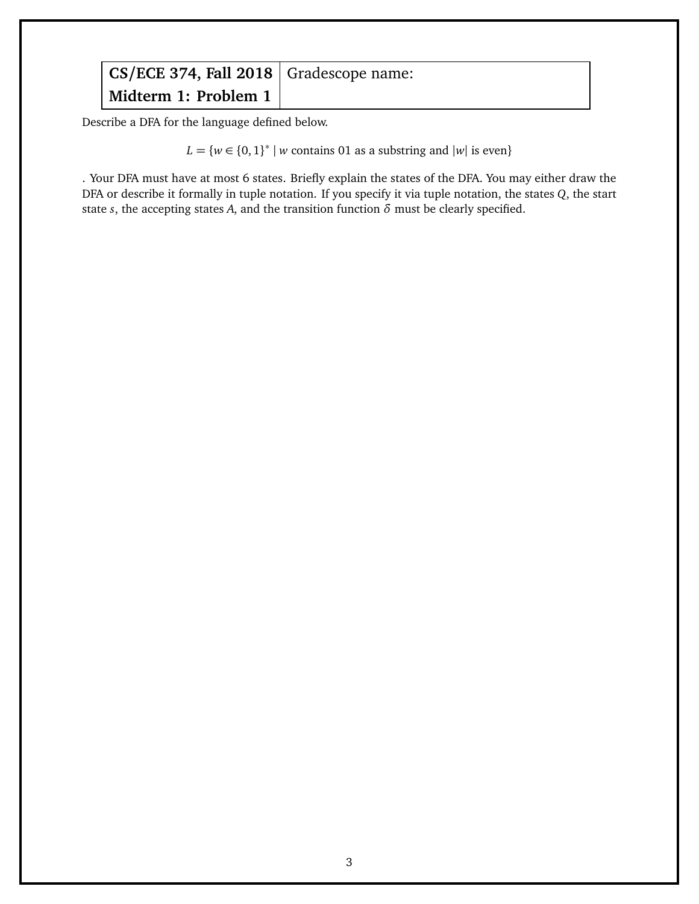| **CS/ECE 374, Fall 2018** | Gradescope name: |
|---|---|
| **Midterm 1: Problem 1** | |

Describe a DFA for the language defined below.

$$L = \{w \in \{0,1\}^* \mid w \text{ contains } 01 \text{ as a substring and } |w| \text{ is even}\}$$

. Your DFA must have at most 6 states. Briefly explain the states of the DFA. You may either draw the DFA or describe it formally in tuple notation. If you specify it via tuple notation, the states $Q$, the start state $s$, the accepting states $A$, and the transition function $\delta$ must be clearly specified.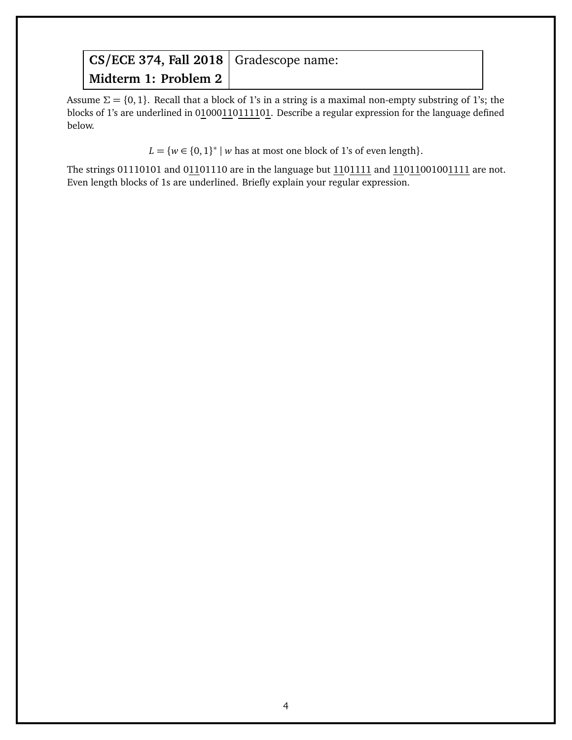| CS/ECE 374, Fall 2018 | Gradescope name: |
| --- | --- |
| **Midterm 1: Problem 2** | |

Assume $\Sigma = \{0, 1\}$. Recall that a block of 1's in a string is a maximal non-empty substring of 1's; the blocks of 1's are underlined in 0<u>1</u>000<u>11</u>0<u>1111</u>0<u>1</u>. Describe a regular expression for the language defined below.

$$L = \{w \in \{0,1\}^* \mid w \text{ has at most one block of 1's of even length}\}.$$

The strings 01110101 and 0<u>11</u>01110 are in the language but <u>11</u>0<u>1111</u> and <u>11</u>0<u>11</u>00100<u>1111</u> are not. Even length blocks of 1s are underlined. Briefly explain your regular expression.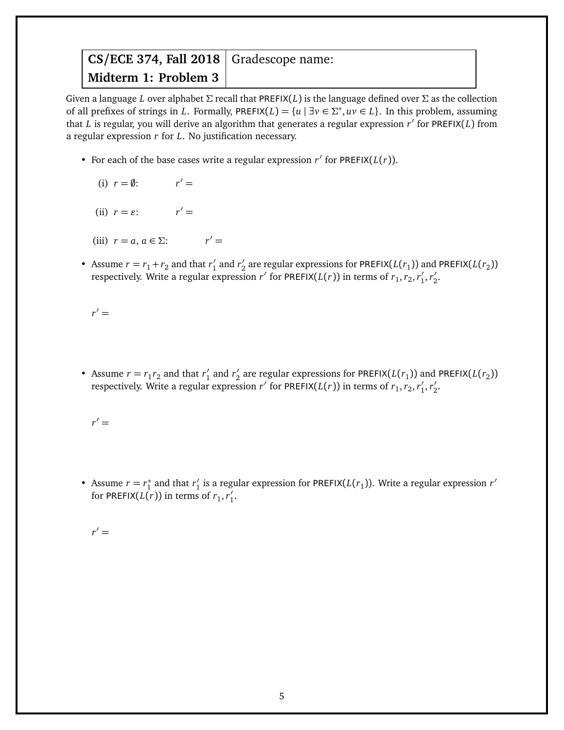| CS/ECE 374, Fall 2018 | Gradescope name: |
| --- | --- |
| **Midterm 1: Problem 3** | |

Given a language $L$ over alphabet $\Sigma$ recall that $\mathsf{PREFIX}(L)$ is the language defined over $\Sigma$ as the collection of all prefixes of strings in $L$. Formally, $\mathsf{PREFIX}(L) = \{u \mid \exists v \in \Sigma^*, uv \in L\}$. In this problem, assuming that $L$ is regular, you will derive an algorithm that generates a regular expression $r'$ for $\mathsf{PREFIX}(L)$ from a regular expression $r$ for $L$. No justification necessary.

- For each of the base cases write a regular expression $r'$ for $\mathsf{PREFIX}(L(r))$.

  (i) $r = \emptyset$: $\quad r' =$

  (ii) $r = \varepsilon$: $\quad r' =$

  (iii) $r = a$, $a \in \Sigma$: $\quad r' =$

- Assume $r = r_1 + r_2$ and that $r_1'$ and $r_2'$ are regular expressions for $\mathsf{PREFIX}(L(r_1))$ and $\mathsf{PREFIX}(L(r_2))$ respectively. Write a regular expression $r'$ for $\mathsf{PREFIX}(L(r))$ in terms of $r_1, r_2, r_1', r_2'$.

  $r' =$

- Assume $r = r_1 r_2$ and that $r_1'$ and $r_2'$ are regular expressions for $\mathsf{PREFIX}(L(r_1))$ and $\mathsf{PREFIX}(L(r_2))$ respectively. Write a regular expression $r'$ for $\mathsf{PREFIX}(L(r))$ in terms of $r_1, r_2, r_1', r_2'$.

  $r' =$

- Assume $r = r_1^*$ and that $r_1'$ is a regular expression for $\mathsf{PREFIX}(L(r_1))$. Write a regular expression $r'$ for $\mathsf{PREFIX}(L(r))$ in terms of $r_1, r_1'$.

  $r' =$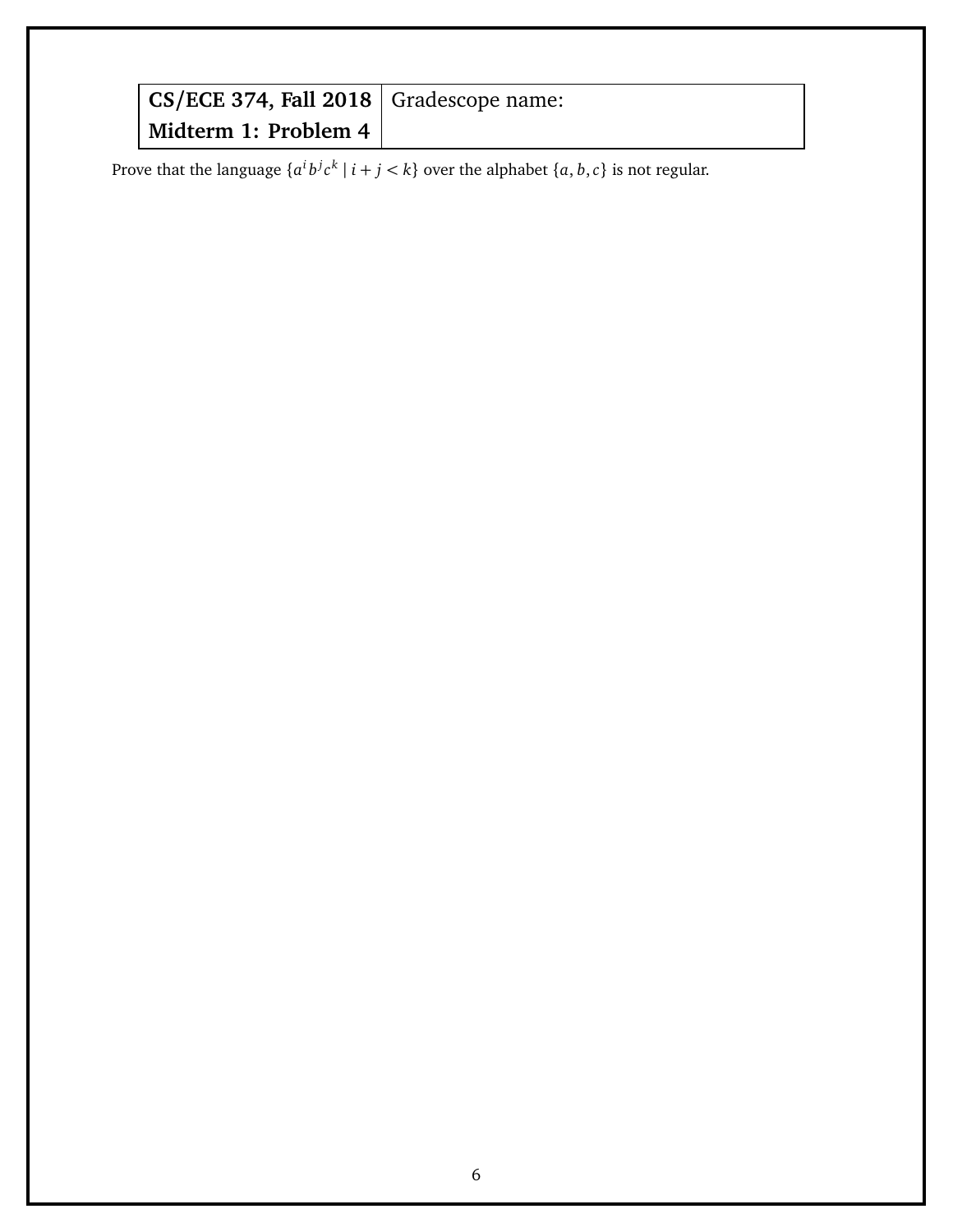| CS/ECE 374, Fall 2018 | Gradescope name: |
| --- | --- |
| Midterm 1: Problem 4 | |

Prove that the language $\{a^i b^j c^k \mid i + j < k\}$ over the alphabet $\{a, b, c\}$ is not regular.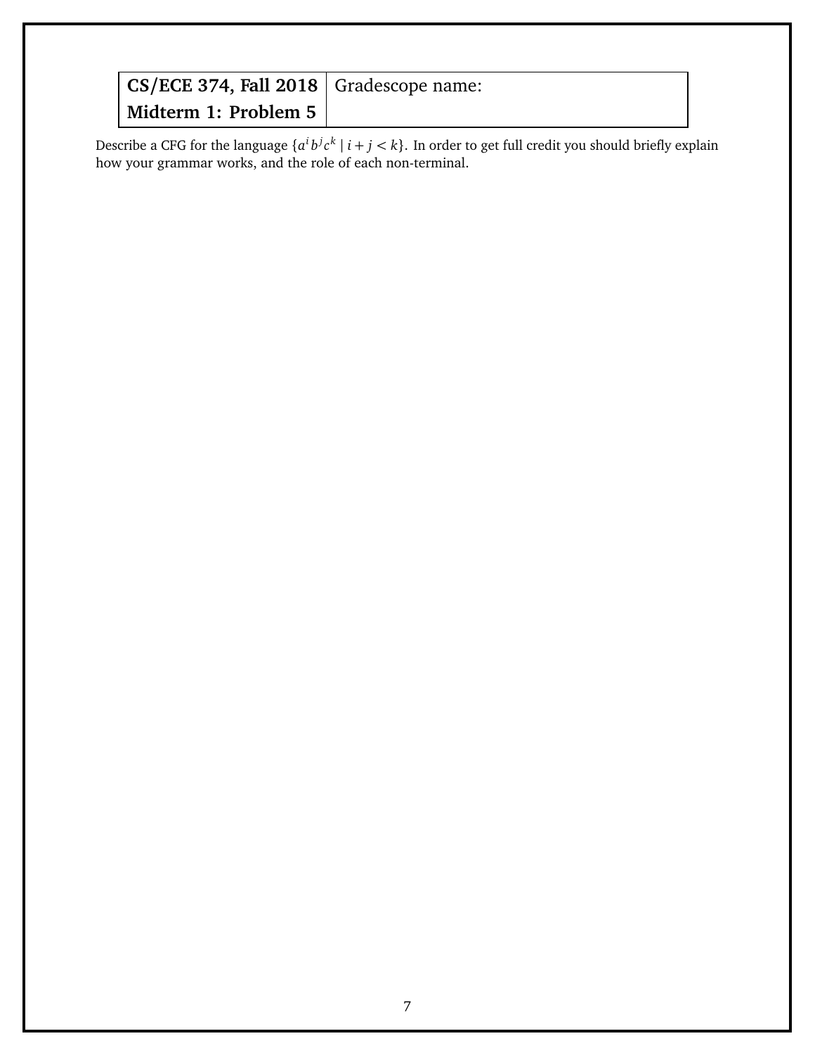| CS/ECE 374, Fall 2018 | Gradescope name: |
| --- | --- |
| **Midterm 1: Problem 5** | |

Describe a CFG for the language $\{a^i b^j c^k \mid i + j < k\}$. In order to get full credit you should briefly explain how your grammar works, and the role of each non-terminal.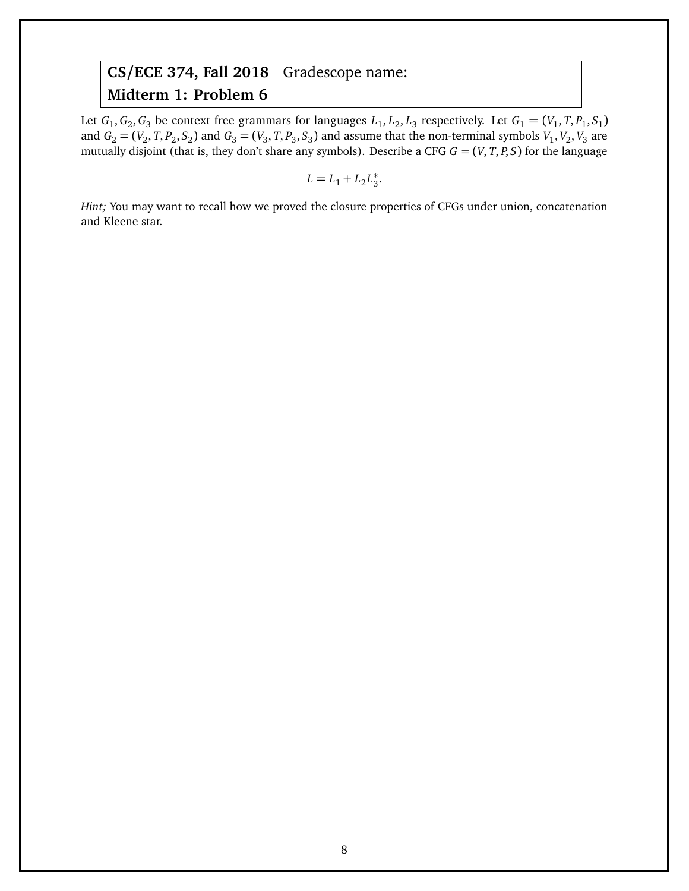| CS/ECE 374, Fall 2018 | Gradescope name: |
| --- | --- |
| **Midterm 1: Problem 6** | |

Let $G_1, G_2, G_3$ be context free grammars for languages $L_1, L_2, L_3$ respectively. Let $G_1 = (V_1, T, P_1, S_1)$ and $G_2 = (V_2, T, P_2, S_2)$ and $G_3 = (V_3, T, P_3, S_3)$ and assume that the non-terminal symbols $V_1, V_2, V_3$ are mutually disjoint (that is, they don't share any symbols). Describe a CFG $G = (V, T, P, S)$ for the language

$$L = L_1 + L_2 L_3^*.$$

*Hint;* You may want to recall how we proved the closure properties of CFGs under union, concatenation and Kleene star.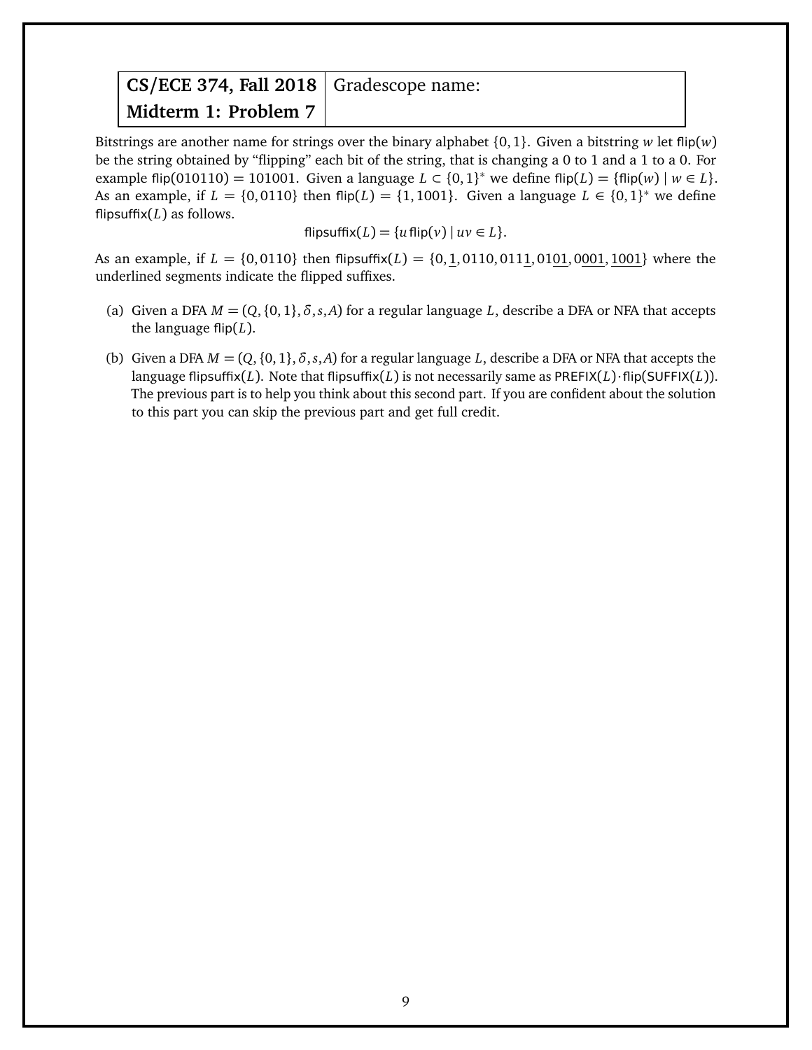| **CS/ECE 374, Fall 2018** | Gradescope name: |
| --- | --- |
| **Midterm 1: Problem 7** | |

Bitstrings are another name for strings over the binary alphabet $\{0,1\}$. Given a bitstring $w$ let $\mathsf{flip}(w)$ be the string obtained by "flipping" each bit of the string, that is changing a 0 to 1 and a 1 to a 0. For example $\mathsf{flip}(010110) = 101001$. Given a language $L \subset \{0,1\}^*$ we define $\mathsf{flip}(L) = \{\mathsf{flip}(w) \mid w \in L\}$. As an example, if $L = \{0, 0110\}$ then $\mathsf{flip}(L) = \{1, 1001\}$. Given a language $L \in \{0,1\}^*$ we define $\mathsf{flipsuffix}(L)$ as follows.

$$\mathsf{flipsuffix}(L) = \{u\,\mathsf{flip}(v) \mid uv \in L\}.$$

As an example, if $L = \{0, 0110\}$ then $\mathsf{flipsuffix}(L) = \{0, \underline{1}, 0110, 011\underline{1}, 01\underline{01}, 0\underline{001}, \underline{1001}\}$ where the underlined segments indicate the flipped suffixes.

(a) Given a DFA $M = (Q, \{0,1\}, \delta, s, A)$ for a regular language $L$, describe a DFA or NFA that accepts the language $\mathsf{flip}(L)$.

(b) Given a DFA $M = (Q, \{0,1\}, \delta, s, A)$ for a regular language $L$, describe a DFA or NFA that accepts the language $\mathsf{flipsuffix}(L)$. Note that $\mathsf{flipsuffix}(L)$ is not necessarily same as $\mathsf{PREFIX}(L) \cdot \mathsf{flip}(\mathsf{SUFFIX}(L))$. The previous part is to help you think about this second part. If you are confident about the solution to this part you can skip the previous part and get full credit.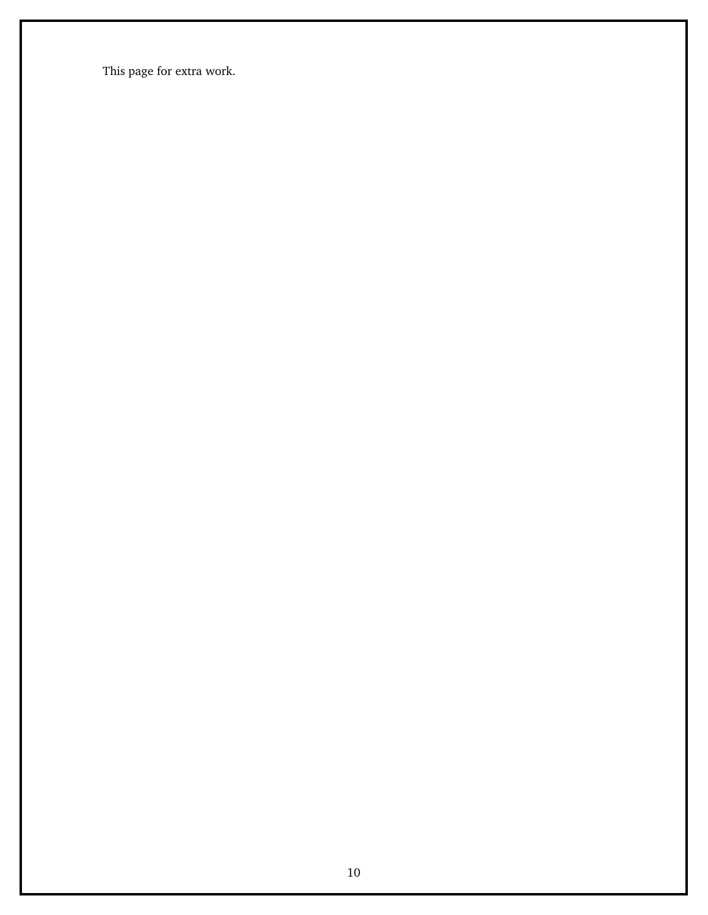This page for extra work.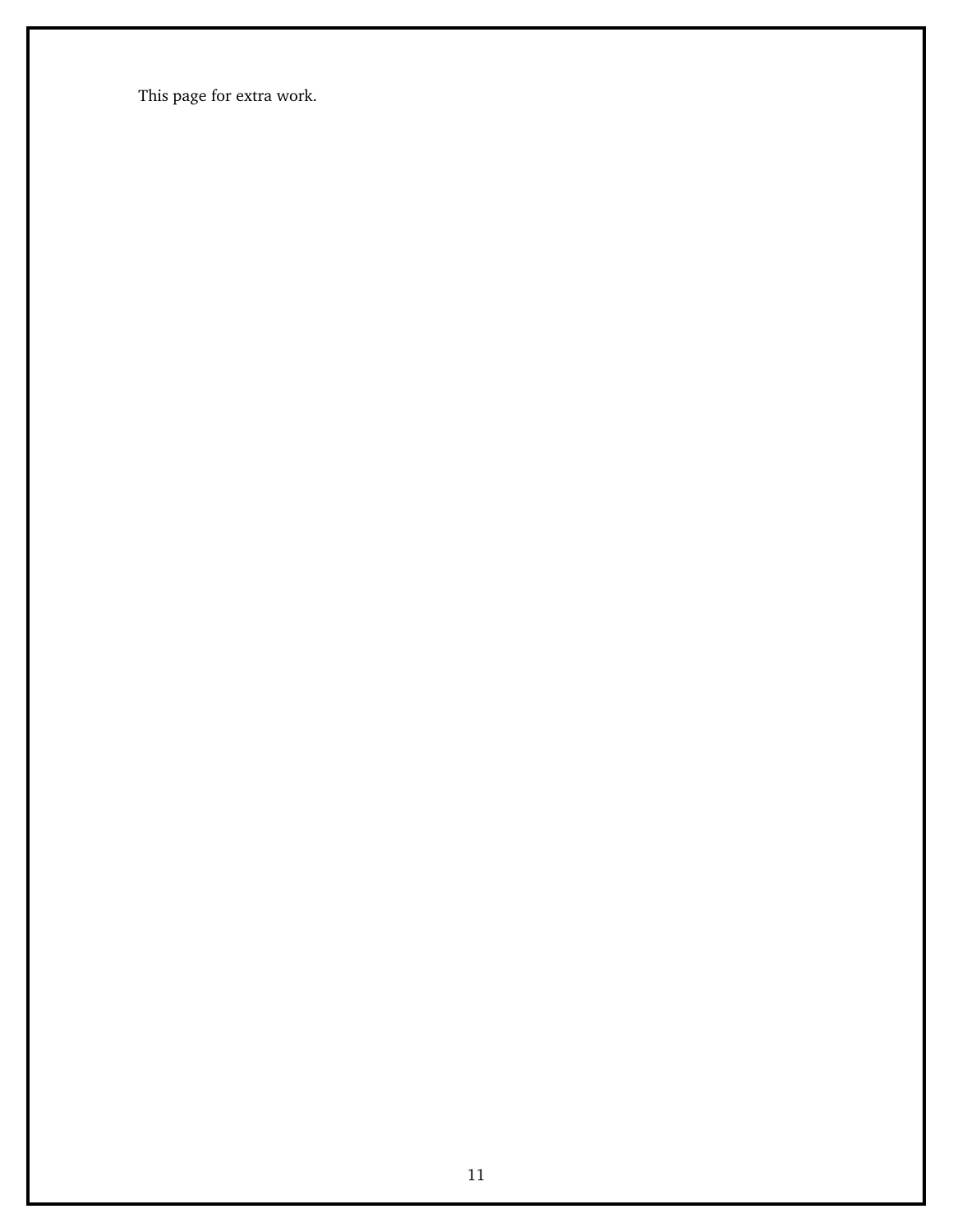This page for extra work.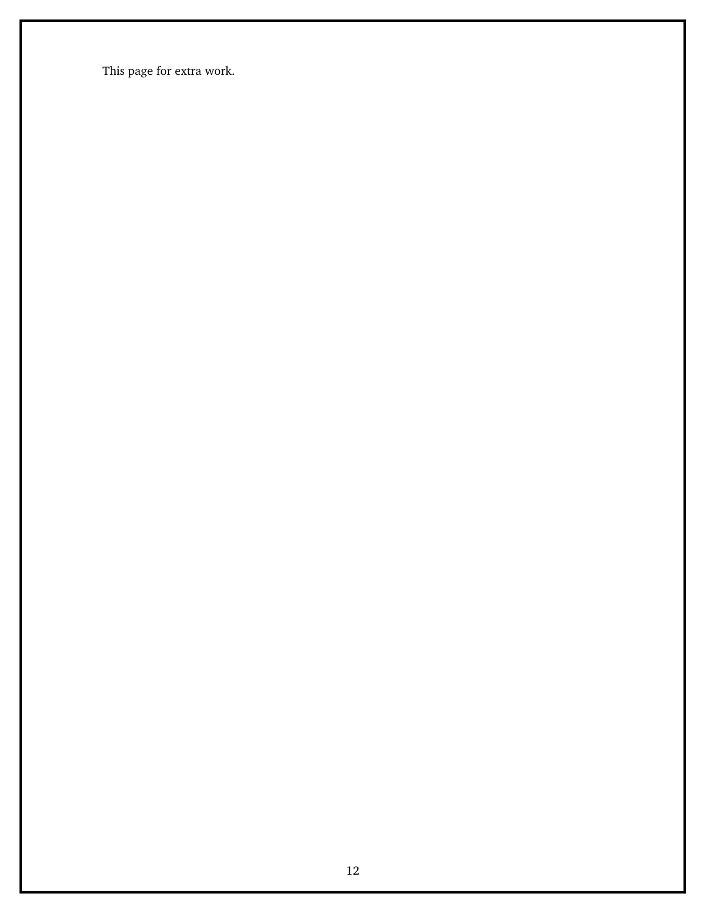This page for extra work.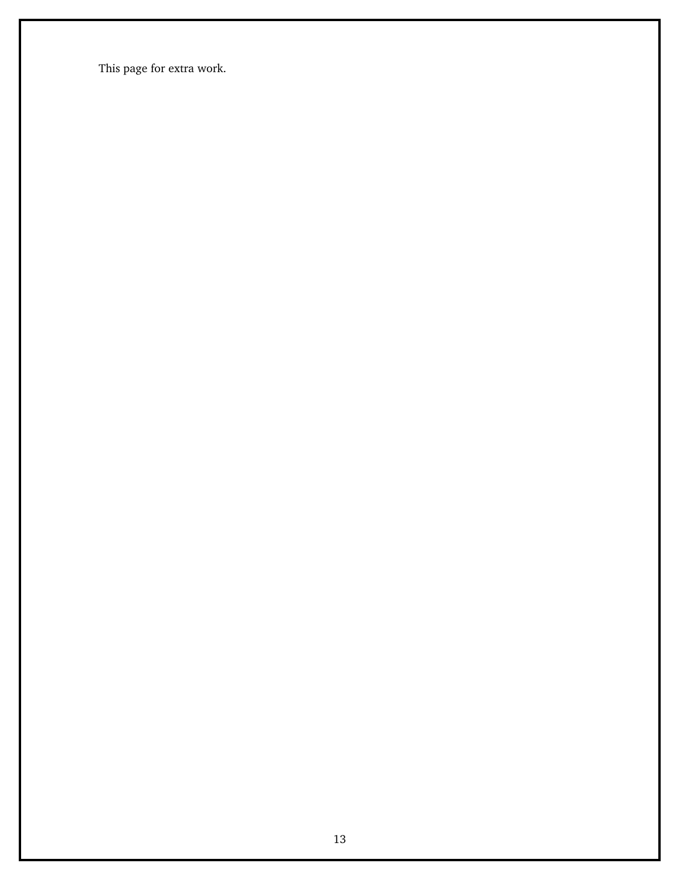This page for extra work.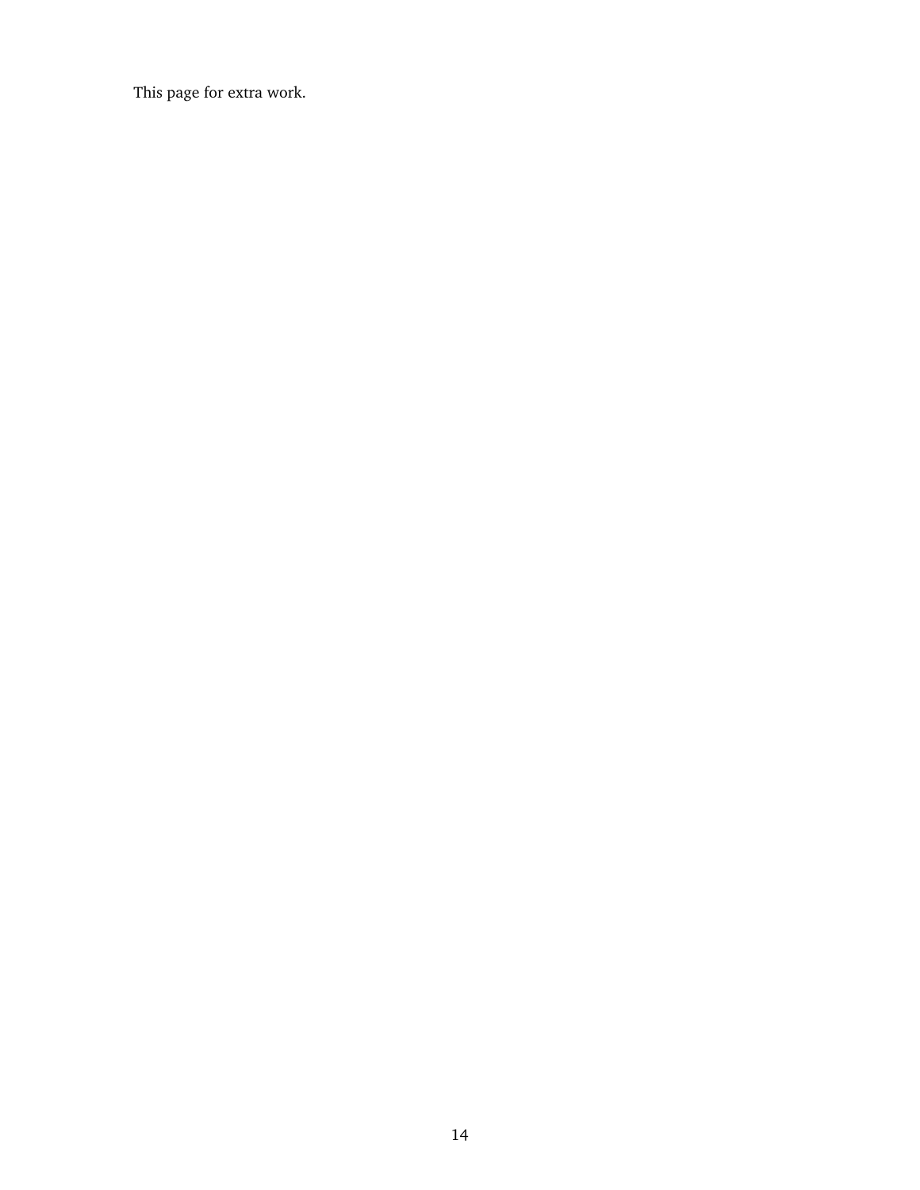This page for extra work.